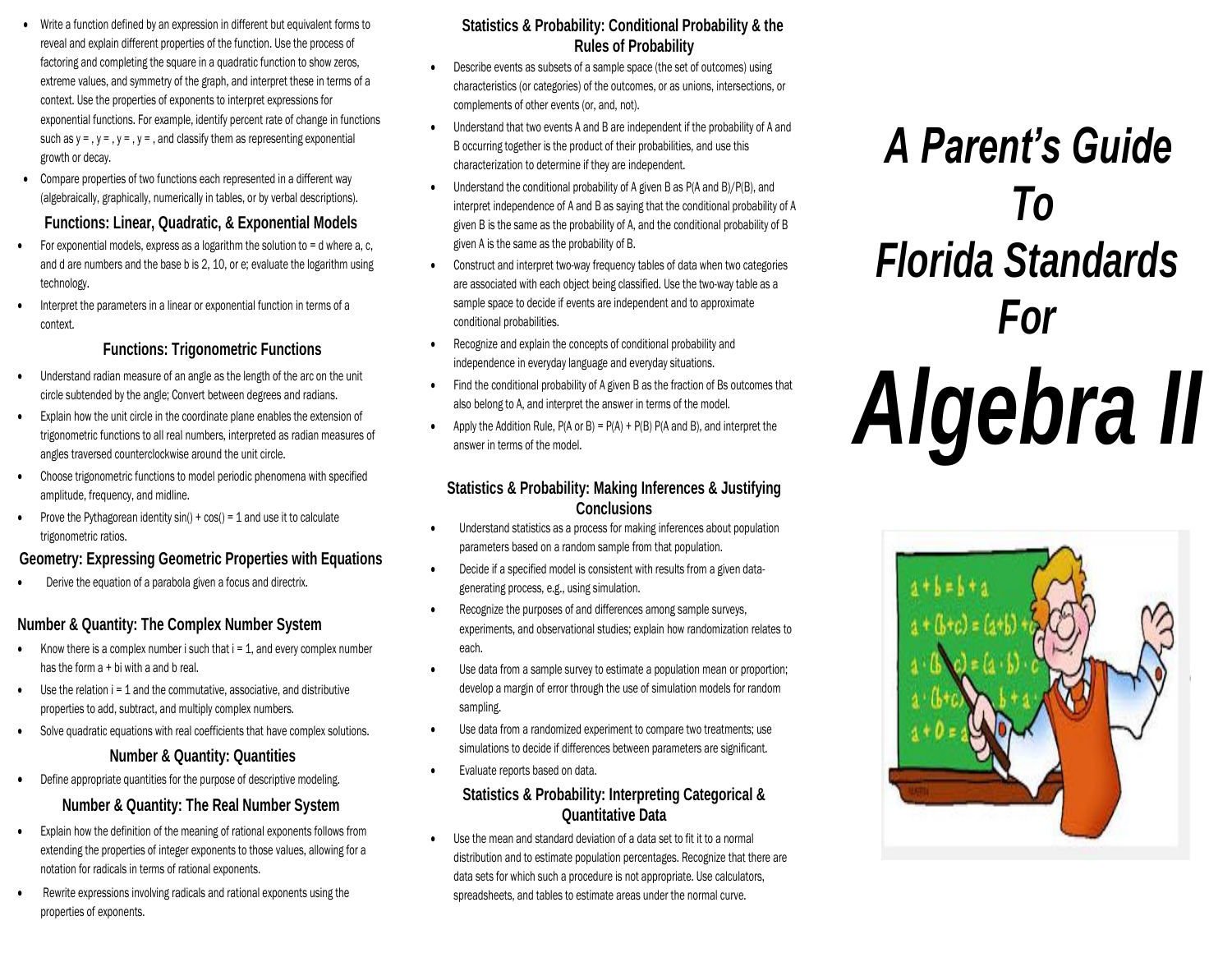- Write a function defined by an expression in different but equivalent forms to reveal and explain different properties of the function. Use the process of factoring and completing the square in a quadratic function to show zeros, extreme values, and symmetry of the graph, and interpret these in terms of a context. Use the properties of exponents to interpret expressions for exponential functions. For example, identify percent rate of change in functions such as y = , y = , y = , y = , and classify them as representing exponential growth or decay.
- Compare properties of two functions each represented in a different way (algebraically, graphically, numerically in tables, or by verbal descriptions).

### Functions: Linear, Quadratic, & Exponential Models

- For exponential models, express as a logarithm the solution to = d where a, c, and d are numbers and the base b is 2, 10, or e; evaluate the logarithm using technology.
- Interpret the parameters in a linear or exponential function in terms of a context.

### Functions: Trigonometric Functions

- Understand radian measure of an angle as the length of the arc on the unit circle subtended by the angle; Convert between degrees and radians.
- Explain how the unit circle in the coordinate plane enables the extension of trigonometric functions to all real numbers, interpreted as radian measures of angles traversed counterclockwise around the unit circle.
- Choose trigonometric functions to model periodic phenomena with specified amplitude, frequency, and midline.
- Prove the Pythagorean identity sin() + cos() = 1 and use it to calculate trigonometric ratios.

### Geometry: Expressing Geometric Properties with Equations

- Derive the equation of a parabola given a focus and directrix.

### Number & Quantity: The Complex Number System

- Know there is a complex number i such that i = 1, and every complex number has the form a + bi with a and b real.
- Use the relation i = 1 and the commutative, associative, and distributive properties to add, subtract, and multiply complex numbers.
- Solve quadratic equations with real coefficients that have complex solutions.

### Number & Quantity: Quantities

- Define appropriate quantities for the purpose of descriptive modeling.

### Number & Quantity: The Real Number System

- Explain how the definition of the meaning of rational exponents follows from extending the properties of integer exponents to those values, allowing for a notation for radicals in terms of rational exponents.
- Rewrite expressions involving radicals and rational exponents using the properties of exponents.

### Statistics & Probability: Conditional Probability & the Rules of Probability

- Describe events as subsets of a sample space (the set of outcomes) using characteristics (or categories) of the outcomes, or as unions, intersections, or complements of other events (or, and, not).
- Understand that two events A and B are independent if the probability of A and B occurring together is the product of their probabilities, and use this characterization to determine if they are independent.
- Understand the conditional probability of A given B as P(A and B)/P(B), and interpret independence of A and B as saying that the conditional probability of A given B is the same as the probability of A, and the conditional probability of B given A is the same as the probability of B.
- Construct and interpret two-way frequency tables of data when two categories are associated with each object being classified. Use the two-way table as a sample space to decide if events are independent and to approximate conditional probabilities.
- Recognize and explain the concepts of conditional probability and independence in everyday language and everyday situations.
- Find the conditional probability of A given B as the fraction of Bs outcomes that also belong to A, and interpret the answer in terms of the model.
- Apply the Addition Rule, P(A or B) = P(A) + P(B) P(A and B), and interpret the answer in terms of the model.

### Statistics & Probability: Making Inferences & Justifying Conclusions

- Understand statistics as a process for making inferences about population parameters based on a random sample from that population.
- Decide if a specified model is consistent with results from a given data-generating process, e.g., using simulation.
- Recognize the purposes of and differences among sample surveys, experiments, and observational studies; explain how randomization relates to each.
- Use data from a sample survey to estimate a population mean or proportion; develop a margin of error through the use of simulation models for random sampling.
- Use data from a randomized experiment to compare two treatments; use simulations to decide if differences between parameters are significant.
- Evaluate reports based on data.

### Statistics & Probability: Interpreting Categorical & Quantitative Data

- Use the mean and standard deviation of a data set to fit it to a normal distribution and to estimate population percentages. Recognize that there are data sets for which such a procedure is not appropriate. Use calculators, spreadsheets, and tables to estimate areas under the normal curve.

# *A Parent's Guide To Florida Standards For*

# *Algebra II*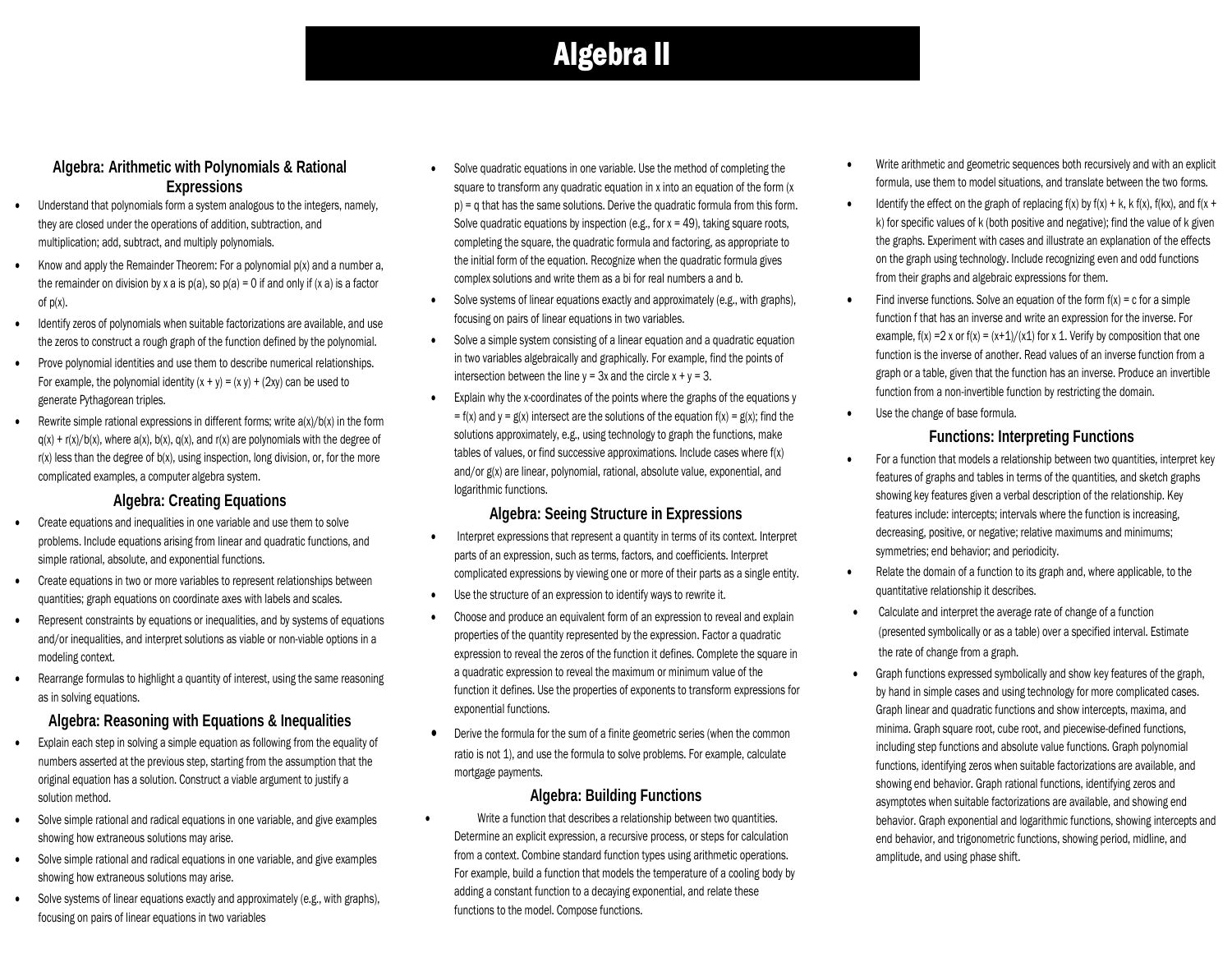# Algebra II

## Algebra: Arithmetic with Polynomials & Rational Expressions

- Understand that polynomials form a system analogous to the integers, namely, they are closed under the operations of addition, subtraction, and multiplication; add, subtract, and multiply polynomials.
- Know and apply the Remainder Theorem: For a polynomial p(x) and a number a, the remainder on division by x a is p(a), so p(a) = 0 if and only if (x a) is a factor of p(x).
- Identify zeros of polynomials when suitable factorizations are available, and use the zeros to construct a rough graph of the function defined by the polynomial.
- Prove polynomial identities and use them to describe numerical relationships. For example, the polynomial identity (x + y) = (x y) + (2xy) can be used to generate Pythagorean triples.
- Rewrite simple rational expressions in different forms; write a(x)/b(x) in the form q(x) + r(x)/b(x), where a(x), b(x), q(x), and r(x) are polynomials with the degree of r(x) less than the degree of b(x), using inspection, long division, or, for the more complicated examples, a computer algebra system.

## Algebra: Creating Equations

- Create equations and inequalities in one variable and use them to solve problems. Include equations arising from linear and quadratic functions, and simple rational, absolute, and exponential functions.
- Create equations in two or more variables to represent relationships between quantities; graph equations on coordinate axes with labels and scales.
- Represent constraints by equations or inequalities, and by systems of equations and/or inequalities, and interpret solutions as viable or non-viable options in a modeling context.
- Rearrange formulas to highlight a quantity of interest, using the same reasoning as in solving equations.

## Algebra: Reasoning with Equations & Inequalities

- Explain each step in solving a simple equation as following from the equality of numbers asserted at the previous step, starting from the assumption that the original equation has a solution. Construct a viable argument to justify a solution method.
- Solve simple rational and radical equations in one variable, and give examples showing how extraneous solutions may arise.
- Solve simple rational and radical equations in one variable, and give examples showing how extraneous solutions may arise.
- Solve systems of linear equations exactly and approximately (e.g., with graphs), focusing on pairs of linear equations in two variables
- Solve quadratic equations in one variable. Use the method of completing the square to transform any quadratic equation in x into an equation of the form (x p) = q that has the same solutions. Derive the quadratic formula from this form. Solve quadratic equations by inspection (e.g., for x = 49), taking square roots, completing the square, the quadratic formula and factoring, as appropriate to the initial form of the equation. Recognize when the quadratic formula gives complex solutions and write them as a bi for real numbers a and b.
- Solve systems of linear equations exactly and approximately (e.g., with graphs), focusing on pairs of linear equations in two variables.
- Solve a simple system consisting of a linear equation and a quadratic equation in two variables algebraically and graphically. For example, find the points of intersection between the line y = 3x and the circle x + y = 3.
- Explain why the x-coordinates of the points where the graphs of the equations y = f(x) and y = g(x) intersect are the solutions of the equation f(x) = g(x); find the solutions approximately, e.g., using technology to graph the functions, make tables of values, or find successive approximations. Include cases where f(x) and/or g(x) are linear, polynomial, rational, absolute value, exponential, and logarithmic functions.

## Algebra: Seeing Structure in Expressions

- Interpret expressions that represent a quantity in terms of its context. Interpret parts of an expression, such as terms, factors, and coefficients. Interpret complicated expressions by viewing one or more of their parts as a single entity.
- Use the structure of an expression to identify ways to rewrite it.
- Choose and produce an equivalent form of an expression to reveal and explain properties of the quantity represented by the expression. Factor a quadratic expression to reveal the zeros of the function it defines. Complete the square in a quadratic expression to reveal the maximum or minimum value of the function it defines. Use the properties of exponents to transform expressions for exponential functions.
- Derive the formula for the sum of a finite geometric series (when the common ratio is not 1), and use the formula to solve problems. For example, calculate mortgage payments.

## Algebra: Building Functions

- Write a function that describes a relationship between two quantities. Determine an explicit expression, a recursive process, or steps for calculation from a context. Combine standard function types using arithmetic operations. For example, build a function that models the temperature of a cooling body by adding a constant function to a decaying exponential, and relate these functions to the model. Compose functions.
- Write arithmetic and geometric sequences both recursively and with an explicit formula, use them to model situations, and translate between the two forms.
- Identify the effect on the graph of replacing f(x) by f(x) + k, k f(x), f(kx), and f(x + k) for specific values of k (both positive and negative); find the value of k given the graphs. Experiment with cases and illustrate an explanation of the effects on the graph using technology. Include recognizing even and odd functions from their graphs and algebraic expressions for them.
- Find inverse functions. Solve an equation of the form f(x) = c for a simple function f that has an inverse and write an expression for the inverse. For example, f(x) =2 x or f(x) = (x+1)/(x1) for x 1. Verify by composition that one function is the inverse of another. Read values of an inverse function from a graph or a table, given that the function has an inverse. Produce an invertible function from a non-invertible function by restricting the domain.
- Use the change of base formula.

## Functions: Interpreting Functions

- For a function that models a relationship between two quantities, interpret key features of graphs and tables in terms of the quantities, and sketch graphs showing key features given a verbal description of the relationship. Key features include: intercepts; intervals where the function is increasing, decreasing, positive, or negative; relative maximums and minimums; symmetries; end behavior; and periodicity.
- Relate the domain of a function to its graph and, where applicable, to the quantitative relationship it describes.
- Calculate and interpret the average rate of change of a function (presented symbolically or as a table) over a specified interval. Estimate the rate of change from a graph.
- Graph functions expressed symbolically and show key features of the graph, by hand in simple cases and using technology for more complicated cases. Graph linear and quadratic functions and show intercepts, maxima, and minima. Graph square root, cube root, and piecewise-defined functions, including step functions and absolute value functions. Graph polynomial functions, identifying zeros when suitable factorizations are available, and showing end behavior. Graph rational functions, identifying zeros and asymptotes when suitable factorizations are available, and showing end behavior. Graph exponential and logarithmic functions, showing intercepts and end behavior, and trigonometric functions, showing period, midline, and amplitude, and using phase shift.